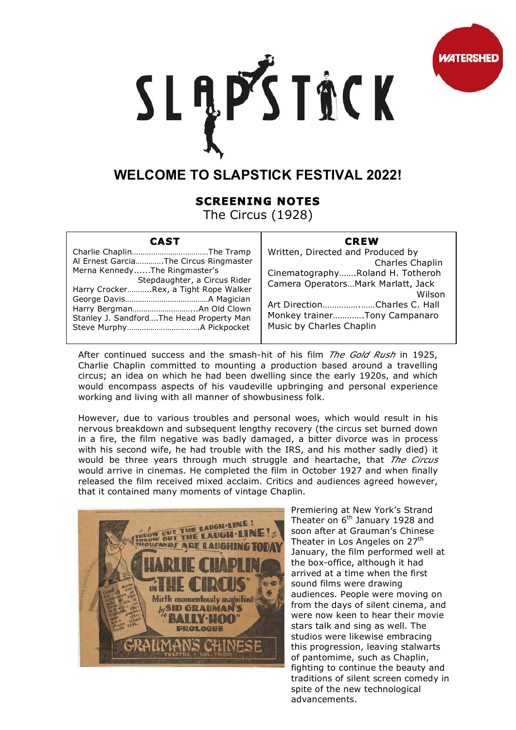# SLAPSTICK

## WELCOME TO SLAPSTICK FESTIVAL 2022!

### SCREENING NOTES

The Circus (1928)

| CAST | CREW |
|---|---|
| Charlie Chaplin……………………………The Tramp | Written, Directed and Produced by Charles Chaplin |
| Al Ernest Garcia………….The Circus Ringmaster | Cinematography…….Roland H. Totheroh |
| Merna Kennedy......The Ringmaster's Stepdaughter, a Circus Rider | Camera Operators…Mark Marlatt, Jack Wilson |
| Harry Crocker………..Rex, a Tight Rope Walker | Art Direction…………….……Charles C. Hall |
| George Davis…………………………………A Magician | Monkey trainer………….Tony Campanaro |
| Harry Bergman………………………...An Old Clown | Music by Charles Chaplin |
| Stanley J. Sandford….The Head Property Man | |
| Steve Murphy……………………………A Pickpocket | |

After continued success and the smash-hit of his film *The Gold Rush* in 1925, Charlie Chaplin committed to mounting a production based around a travelling circus; an idea on which he had been dwelling since the early 1920s, and which would encompass aspects of his vaudeville upbringing and personal experience working and living with all manner of showbusiness folk.

However, due to various troubles and personal woes, which would result in his nervous breakdown and subsequent lengthy recovery (the circus set burned down in a fire, the film negative was badly damaged, a bitter divorce was in process with his second wife, he had trouble with the IRS, and his mother sadly died) it would be three years through much struggle and heartache, that *The Circus* would arrive in cinemas. He completed the film in October 1927 and when finally released the film received mixed acclaim. Critics and audiences agreed however, that it contained many moments of vintage Chaplin.

Premiering at New York's Strand Theater on 6th January 1928 and soon after at Grauman's Chinese Theater in Los Angeles on 27th January, the film performed well at the box-office, although it had arrived at a time when the first sound films were drawing audiences. People were moving on from the days of silent cinema, and were now keen to hear their movie stars talk and sing as well. The studios were likewise embracing this progression, leaving stalwarts of pantomime, such as Chaplin, fighting to continue the beauty and traditions of silent screen comedy in spite of the new technological advancements.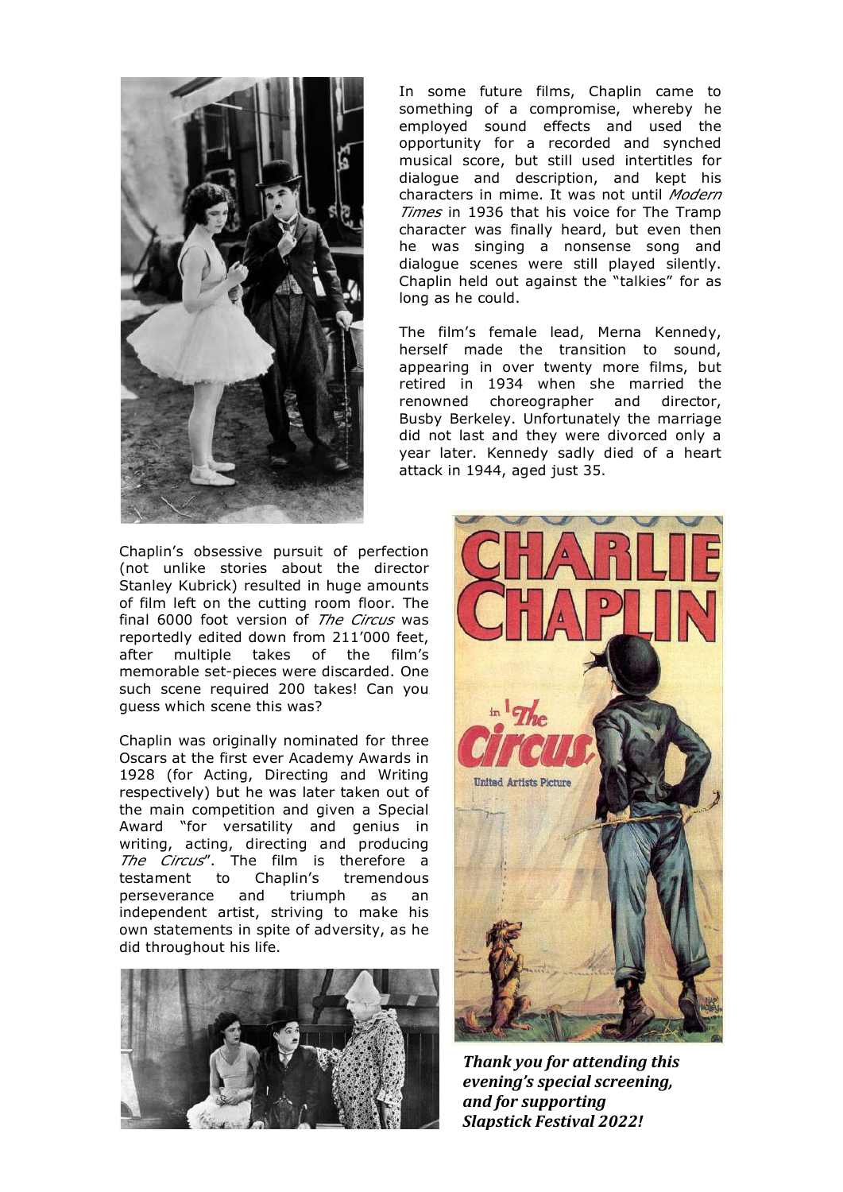In some future films, Chaplin came to something of a compromise, whereby he employed sound effects and used the opportunity for a recorded and synched musical score, but still used intertitles for dialogue and description, and kept his characters in mime. It was not until *Modern Times* in 1936 that his voice for The Tramp character was finally heard, but even then he was singing a nonsense song and dialogue scenes were still played silently. Chaplin held out against the "talkies" for as long as he could.

The film's female lead, Merna Kennedy, herself made the transition to sound, appearing in over twenty more films, but retired in 1934 when she married the renowned choreographer and director, Busby Berkeley. Unfortunately the marriage did not last and they were divorced only a year later. Kennedy sadly died of a heart attack in 1944, aged just 35.

Chaplin's obsessive pursuit of perfection (not unlike stories about the director Stanley Kubrick) resulted in huge amounts of film left on the cutting room floor. The final 6000 foot version of *The Circus* was reportedly edited down from 211'000 feet, after multiple takes of the film's memorable set-pieces were discarded. One such scene required 200 takes! Can you guess which scene this was?

Chaplin was originally nominated for three Oscars at the first ever Academy Awards in 1928 (for Acting, Directing and Writing respectively) but he was later taken out of the main competition and given a Special Award "for versatility and genius in writing, acting, directing and producing *The Circus*". The film is therefore a testament to Chaplin's tremendous perseverance and triumph as an independent artist, striving to make his own statements in spite of adversity, as he did throughout his life.

***Thank you for attending this evening's special screening, and for supporting Slapstick Festival 2022!***